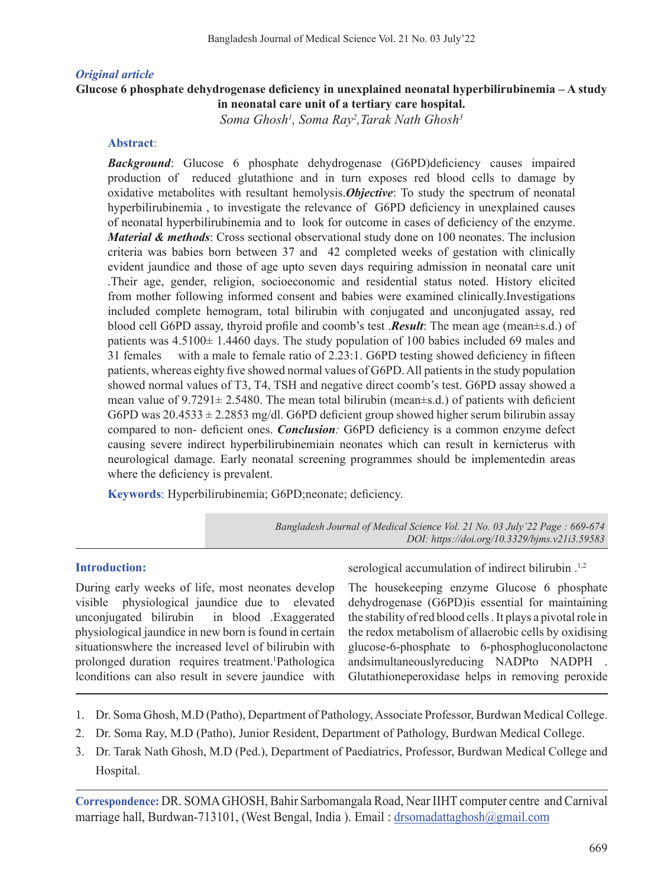*Original article*

# Glucose 6 phosphate dehydrogenase deficiency in unexplained neonatal hyperbilirubinemia – A study in neonatal care unit of a tertiary care hospital.

*Soma Ghosh[1], Soma Ray[2],Tarak Nath Ghosh[3]*

## Abstract:

***Background***: Glucose 6 phosphate dehydrogenase (G6PD)deficiency causes impaired production of reduced glutathione and in turn exposes red blood cells to damage by oxidative metabolites with resultant hemolysis.***Objective***: To study the spectrum of neonatal hyperbilirubinemia , to investigate the relevance of G6PD deficiency in unexplained causes of neonatal hyperbilirubinemia and to look for outcome in cases of deficiency of the enzyme. ***Material & methods***: Cross sectional observational study done on 100 neonates. The inclusion criteria was babies born between 37 and 42 completed weeks of gestation with clinically evident jaundice and those of age upto seven days requiring admission in neonatal care unit .Their age, gender, religion, socioeconomic and residential status noted. History elicited from mother following informed consent and babies were examined clinically.Investigations included complete hemogram, total bilirubin with conjugated and unconjugated assay, red blood cell G6PD assay, thyroid profile and coomb's test .***Result***: The mean age (mean±s.d.) of patients was 4.5100± 1.4460 days. The study population of 100 babies included 69 males and 31 females with a male to female ratio of 2.23:1. G6PD testing showed deficiency in fifteen patients, whereas eighty five showed normal values of G6PD. All patients in the study population showed normal values of T3, T4, TSH and negative direct coomb's test. G6PD assay showed a mean value of 9.7291± 2.5480. The mean total bilirubin (mean±s.d.) of patients with deficient G6PD was 20.4533 ± 2.2853 mg/dl. G6PD deficient group showed higher serum bilirubin assay compared to non- deficient ones. ***Conclusion****:* G6PD deficiency is a common enzyme defect causing severe indirect hyperbilirubinemiain neonates which can result in kernicterus with neurological damage. Early neonatal screening programmes should be implementedin areas where the deficiency is prevalent.

**Keywords**: Hyperbilirubinemia; G6PD;neonate; deficiency.

*DOI: https://doi.org/10.3329/bjms.v21i3.59583*

## Introduction:

During early weeks of life, most neonates develop visible physiological jaundice due to elevated unconjugated bilirubin in blood .Exaggerated physiological jaundice in new born is found in certain situationswhere the increased level of bilirubin with prolonged duration requires treatment.[1]Pathologica lconditions can also result in severe jaundice with serological accumulation of indirect bilirubin .[1,2]

The housekeeping enzyme Glucose 6 phosphate dehydrogenase (G6PD)is essential for maintaining the stability of red blood cells . It plays a pivotal role in the redox metabolism of allaerobic cells by oxidising glucose-6-phosphate to 6-phosphogluconolactone andsimultaneouslyreducing NADPto NADPH . Glutathioneperoxidase helps in removing peroxide

1. Dr. Soma Ghosh, M.D (Patho), Department of Pathology, Associate Professor, Burdwan Medical College.
2. Dr. Soma Ray, M.D (Patho), Junior Resident, Department of Pathology, Burdwan Medical College.
3. Dr. Tarak Nath Ghosh, M.D (Ped.), Department of Paediatrics, Professor, Burdwan Medical College and Hospital.

**Correspondence:** DR. SOMA GHOSH, Bahir Sarbomangala Road, Near IIHT computer centre and Carnival marriage hall, Burdwan-713101, (West Bengal, India ). Email : drsomadattaghosh@gmail.com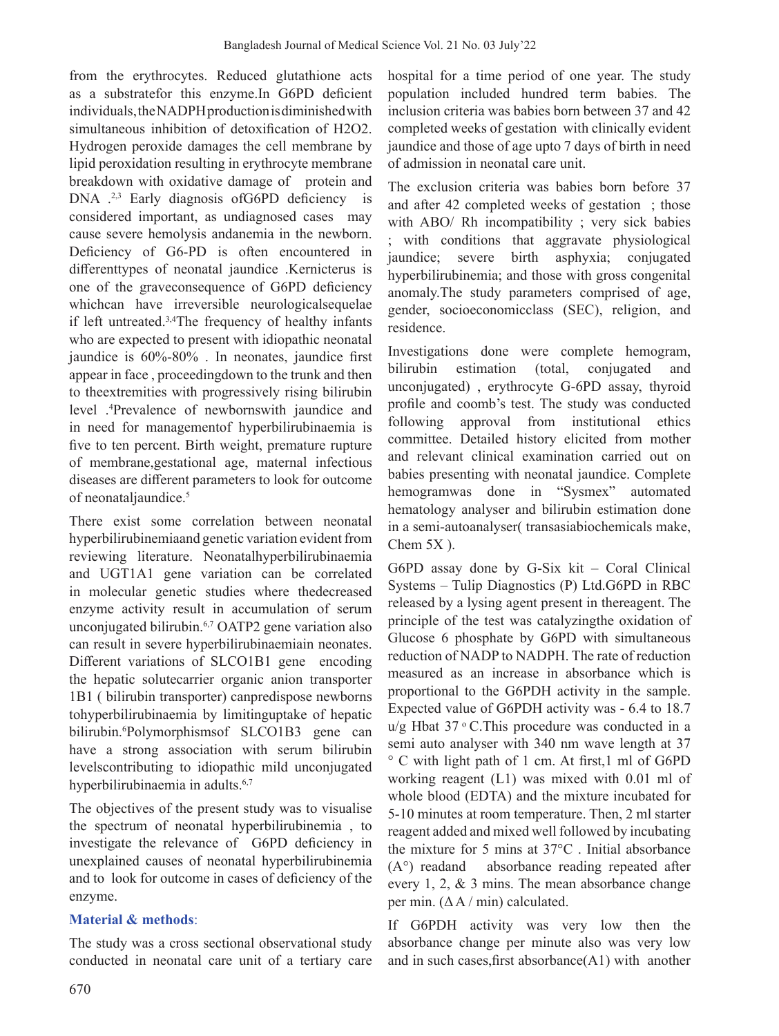from the erythrocytes. Reduced glutathione acts as a substratefor this enzyme.In G6PD deficient individuals,theNADPHproductionisdiminishedwith simultaneous inhibition of detoxification of H2O2. Hydrogen peroxide damages the cell membrane by lipid peroxidation resulting in erythrocyte membrane breakdown with oxidative damage of protein and DNA .[2,3] Early diagnosis ofG6PD deficiency is considered important, as undiagnosed cases may cause severe hemolysis andanemia in the newborn. Deficiency of G6-PD is often encountered in differenttypes of neonatal jaundice .Kernicterus is one of the graveconsequence of G6PD deficiency whichcan have irreversible neurologicalsequelae if left untreated.[3,4]The frequency of healthy infants who are expected to present with idiopathic neonatal jaundice is 60%-80% . In neonates, jaundice first appear in face , proceedingdown to the trunk and then to theextremities with progressively rising bilirubin level .[4]Prevalence of newbornswith jaundice and in need for managementof hyperbilirubinaemia is five to ten percent. Birth weight, premature rupture of membrane,gestational age, maternal infectious diseases are different parameters to look for outcome of neonataljaundice.[5]

There exist some correlation between neonatal hyperbilirubinemiaand genetic variation evident from reviewing literature. Neonatalhyperbilirubinaemia and UGT1A1 gene variation can be correlated in molecular genetic studies where thedecreased enzyme activity result in accumulation of serum unconjugated bilirubin.[6,7] OATP2 gene variation also can result in severe hyperbilirubinaemiain neonates. Different variations of SLCO1B1 gene encoding the hepatic solutecarrier organic anion transporter 1B1 ( bilirubin transporter) canpredispose newborns tohyperbilirubinaemia by limitinguptake of hepatic bilirubin.[6]Polymorphismsof SLCO1B3 gene can have a strong association with serum bilirubin levelscontributing to idiopathic mild unconjugated hyperbilirubinaemia in adults.[6,7]

The objectives of the present study was to visualise the spectrum of neonatal hyperbilirubinemia , to investigate the relevance of G6PD deficiency in unexplained causes of neonatal hyperbilirubinemia and to look for outcome in cases of deficiency of the enzyme.

## Material & methods:

The study was a cross sectional observational study conducted in neonatal care unit of a tertiary care hospital for a time period of one year. The study population included hundred term babies. The inclusion criteria was babies born between 37 and 42 completed weeks of gestation with clinically evident jaundice and those of age upto 7 days of birth in need of admission in neonatal care unit.

The exclusion criteria was babies born before 37 and after 42 completed weeks of gestation ; those with ABO/ Rh incompatibility ; very sick babies ; with conditions that aggravate physiological jaundice; severe birth asphyxia; conjugated hyperbilirubinemia; and those with gross congenital anomaly.The study parameters comprised of age, gender, socioeconomicclass (SEC), religion, and residence.

Investigations done were complete hemogram, bilirubin estimation (total, conjugated and unconjugated) , erythrocyte G-6PD assay, thyroid profile and coomb's test. The study was conducted following approval from institutional ethics committee. Detailed history elicited from mother and relevant clinical examination carried out on babies presenting with neonatal jaundice. Complete hemogramwas done in "Sysmex" automated hematology analyser and bilirubin estimation done in a semi-autoanalyser( transasiabiochemicals make, Chem 5X ).

G6PD assay done by G-Six kit – Coral Clinical Systems – Tulip Diagnostics (P) Ltd.G6PD in RBC released by a lysing agent present in thereagent. The principle of the test was catalyzingthe oxidation of Glucose 6 phosphate by G6PD with simultaneous reduction of NADP to NADPH. The rate of reduction measured as an increase in absorbance which is proportional to the G6PDH activity in the sample. Expected value of G6PDH activity was - 6.4 to 18.7 u/g Hbat 37 °C.This procedure was conducted in a semi auto analyser with 340 nm wave length at 37 ° C with light path of 1 cm. At first,1 ml of G6PD working reagent (L1) was mixed with 0.01 ml of whole blood (EDTA) and the mixture incubated for 5-10 minutes at room temperature. Then, 2 ml starter reagent added and mixed well followed by incubating the mixture for 5 mins at 37°C . Initial absorbance (A°) readand absorbance reading repeated after every 1, 2, & 3 mins. The mean absorbance change per min. ($\Delta A$ / min) calculated.

If G6PDH activity was very low then the absorbance change per minute also was very low and in such cases,first absorbance(A1) with another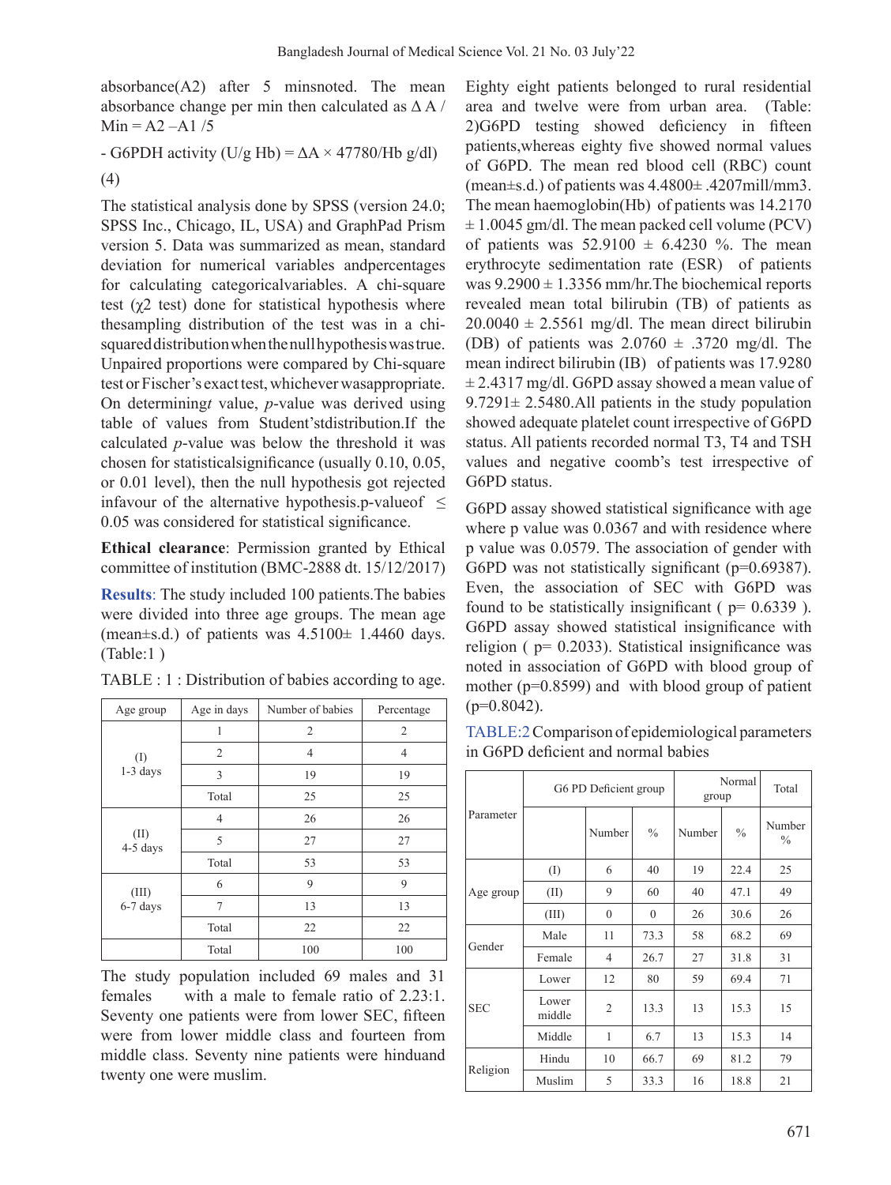absorbance(A2) after 5 minsnoted. The mean absorbance change per min then calculated as $\Delta A$ / Min = A2 –A1 /5

- G6PDH activity (U/g Hb) = $\Delta A \times 47780$/Hb g/dl) (4)

The statistical analysis done by SPSS (version 24.0; SPSS Inc., Chicago, IL, USA) and GraphPad Prism version 5. Data was summarized as mean, standard deviation for numerical variables andpercentages for calculating categoricalvariables. A chi-square test ($\chi^2$ test) done for statistical hypothesis where thesampling distribution of the test was in a chi-squared distribution when the null hypothesis was true. Unpaired proportions were compared by Chi-square test or Fischer's exact test, whichever wasappropriate. On determining*t* value, *p*-value was derived using table of values from Student'stdistribution.If the calculated *p*-value was below the threshold it was chosen for statisticalsignificance (usually 0.10, 0.05, or 0.01 level), then the null hypothesis got rejected infavour of the alternative hypothesis.p-valueof $\leq$ 0.05 was considered for statistical significance.

**Ethical clearance**: Permission granted by Ethical committee of institution (BMC-2888 dt. 15/12/2017)

**Results**: The study included 100 patients.The babies were divided into three age groups. The mean age (mean±s.d.) of patients was 4.5100± 1.4460 days. (Table:1 )

TABLE : 1 : Distribution of babies according to age.

| Age group | Age in days | Number of babies | Percentage |
|---|---|---|---|
| (I) 1-3 days | 1 | 2 | 2 |
| | 2 | 4 | 4 |
| | 3 | 19 | 19 |
| | Total | 25 | 25 |
| (II) 4-5 days | 4 | 26 | 26 |
| | 5 | 27 | 27 |
| | Total | 53 | 53 |
| (III) 6-7 days | 6 | 9 | 9 |
| | 7 | 13 | 13 |
| | Total | 22 | 22 |
| | Total | 100 | 100 |

The study population included 69 males and 31 females with a male to female ratio of 2.23:1. Seventy one patients were from lower SEC, fifteen were from lower middle class and fourteen from middle class. Seventy nine patients were hinduand twenty one were muslim.

Eighty eight patients belonged to rural residential area and twelve were from urban area. (Table: 2)G6PD testing showed deficiency in fifteen patients,whereas eighty five showed normal values of G6PD. The mean red blood cell (RBC) count (mean±s.d.) of patients was 4.4800± .4207mill/mm3. The mean haemoglobin(Hb) of patients was 14.2170 ± 1.0045 gm/dl. The mean packed cell volume (PCV) of patients was 52.9100 ± 6.4230 %. The mean erythrocyte sedimentation rate (ESR) of patients was 9.2900 ± 1.3356 mm/hr.The biochemical reports revealed mean total bilirubin (TB) of patients as 20.0040 ± 2.5561 mg/dl. The mean direct bilirubin (DB) of patients was 2.0760 ± .3720 mg/dl. The mean indirect bilirubin (IB) of patients was 17.9280 ± 2.4317 mg/dl. G6PD assay showed a mean value of 9.7291± 2.5480.All patients in the study population showed adequate platelet count irrespective of G6PD status. All patients recorded normal T3, T4 and TSH values and negative coomb's test irrespective of G6PD status.

G6PD assay showed statistical significance with age where p value was 0.0367 and with residence where p value was 0.0579. The association of gender with G6PD was not statistically significant (p=0.69387). Even, the association of SEC with G6PD was found to be statistically insignificant ( p= 0.6339 ). G6PD assay showed statistical insignificance with religion ( p= 0.2033). Statistical insignificance was noted in association of G6PD with blood group of mother (p=0.8599) and with blood group of patient (p=0.8042).

TABLE:2 Comparison of epidemiological parameters in G6PD deficient and normal babies

| Parameter | | G6 PD Deficient group | | Normal group | | Total |
|---|---|---|---|---|---|---|
| | | Number | % | Number | % | Number % |
| Age group | (I) | 6 | 40 | 19 | 22.4 | 25 |
| | (II) | 9 | 60 | 40 | 47.1 | 49 |
| | (III) | 0 | 0 | 26 | 30.6 | 26 |
| Gender | Male | 11 | 73.3 | 58 | 68.2 | 69 |
| | Female | 4 | 26.7 | 27 | 31.8 | 31 |
| SEC | Lower | 12 | 80 | 59 | 69.4 | 71 |
| | Lower middle | 2 | 13.3 | 13 | 15.3 | 15 |
| | Middle | 1 | 6.7 | 13 | 15.3 | 14 |
| Religion | Hindu | 10 | 66.7 | 69 | 81.2 | 79 |
| | Muslim | 5 | 33.3 | 16 | 18.8 | 21 |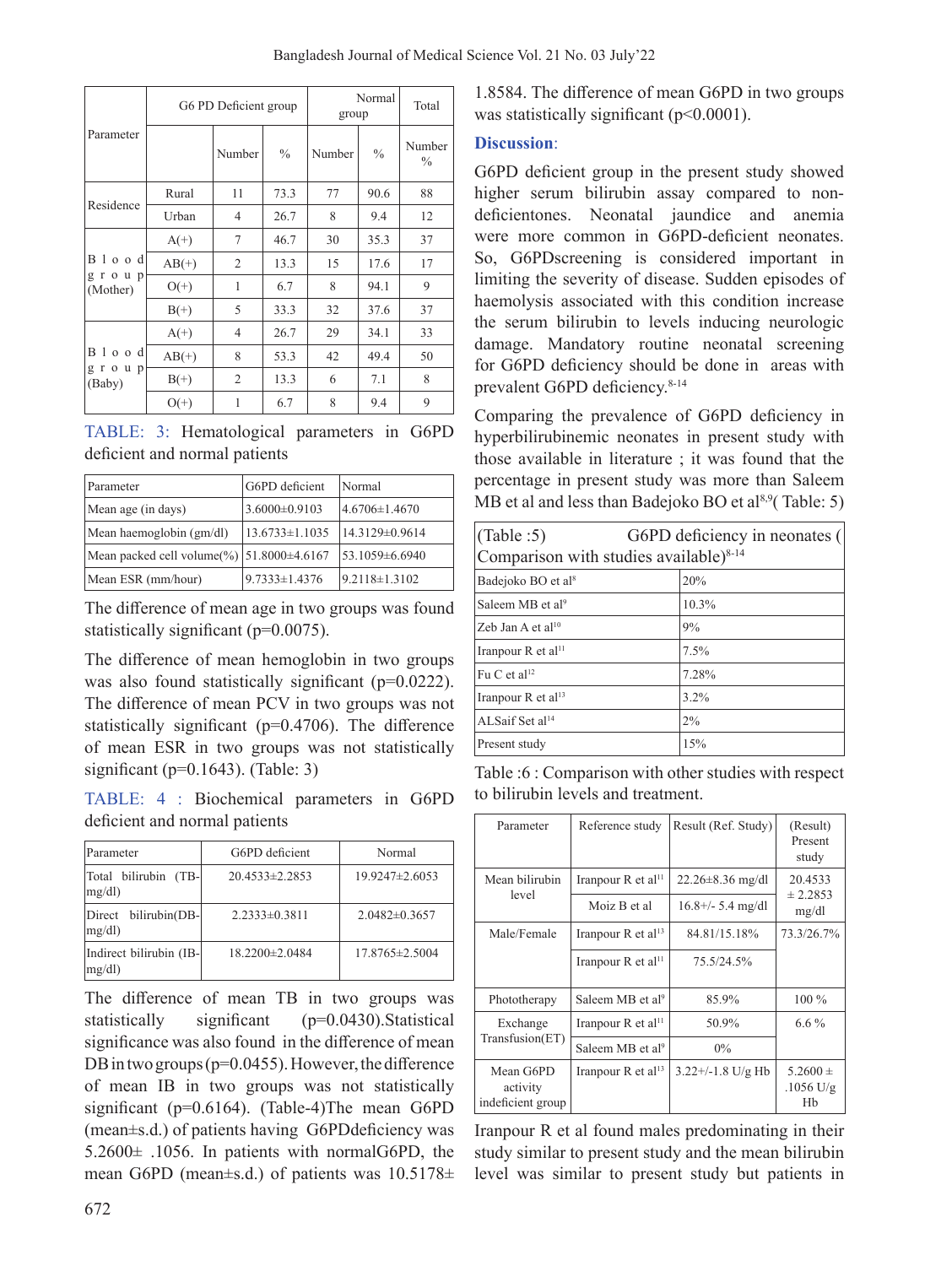| Parameter | | G6 PD Deficient group | | Normal group | | Total |
|---|---|---|---|---|---|---|
| | | Number | % | Number | % | Number % |
| Residence | Rural | 11 | 73.3 | 77 | 90.6 | 88 |
| | Urban | 4 | 26.7 | 8 | 9.4 | 12 |
| Blood group (Mother) | A(+) | 7 | 46.7 | 30 | 35.3 | 37 |
| | AB(+) | 2 | 13.3 | 15 | 17.6 | 17 |
| | O(+) | 1 | 6.7 | 8 | 94.1 | 9 |
| | B(+) | 5 | 33.3 | 32 | 37.6 | 37 |
| Blood group (Baby) | A(+) | 4 | 26.7 | 29 | 34.1 | 33 |
| | AB(+) | 8 | 53.3 | 42 | 49.4 | 50 |
| | B(+) | 2 | 13.3 | 6 | 7.1 | 8 |
| | O(+) | 1 | 6.7 | 8 | 9.4 | 9 |

TABLE: 3: Hematological parameters in G6PD deficient and normal patients

| Parameter | G6PD deficient | Normal |
|---|---|---|
| Mean age (in days) | 3.6000±0.9103 | 4.6706±1.4670 |
| Mean haemoglobin (gm/dl) | 13.6733±1.1035 | 14.3129±0.9614 |
| Mean packed cell volume(%) | 51.8000±4.6167 | 53.1059±6.6940 |
| Mean ESR (mm/hour) | 9.7333±1.4376 | 9.2118±1.3102 |

The difference of mean age in two groups was found statistically significant (p=0.0075).

The difference of mean hemoglobin in two groups was also found statistically significant (p=0.0222). The difference of mean PCV in two groups was not statistically significant (p=0.4706). The difference of mean ESR in two groups was not statistically significant (p=0.1643). (Table: 3)

TABLE: 4 : Biochemical parameters in G6PD deficient and normal patients

| Parameter | G6PD deficient | Normal |
|---|---|---|
| Total bilirubin (TB-mg/dl) | 20.4533±2.2853 | 19.9247±2.6053 |
| Direct bilirubin(DB-mg/dl) | 2.2333±0.3811 | 2.0482±0.3657 |
| Indirect bilirubin (IB-mg/dl) | 18.2200±2.0484 | 17.8765±2.5004 |

The difference of mean TB in two groups was statistically significant (p=0.0430). Statistical significance was also found in the difference of mean DB in two groups (p=0.0455). However, the difference of mean IB in two groups was not statistically significant (p=0.6164). (Table-4) The mean G6PD (mean±s.d.) of patients having G6PDdeficiency was 5.2600± .1056. In patients with normalG6PD, the mean G6PD (mean±s.d.) of patients was 10.5178± 1.8584. The difference of mean G6PD in two groups was statistically significant (p<0.0001).

## Discussion:

G6PD deficient group in the present study showed higher serum bilirubin assay compared to non-deficientones. Neonatal jaundice and anemia were more common in G6PD-deficient neonates. So, G6PDscreening is considered important in limiting the severity of disease. Sudden episodes of haemolysis associated with this condition increase the serum bilirubin to levels inducing neurologic damage. Mandatory routine neonatal screening for G6PD deficiency should be done in areas with prevalent G6PD deficiency.[8-14]

Comparing the prevalence of G6PD deficiency in hyperbilirubinemic neonates in present study with those available in literature ; it was found that the percentage in present study was more than Saleem MB et al and less than Badejoko BO et al[8,9]( Table: 5)

(Table :5) G6PD deficiency in neonates ( Comparison with studies available)[8-14]

| Study | G6PD deficiency |
|---|---|
| Badejoko BO et al[8] | 20% |
| Saleem MB et al[9] | 10.3% |
| Zeb Jan A et al[10] | 9% |
| Iranpour R et al[11] | 7.5% |
| Fu C et al[12] | 7.28% |
| Iranpour R et al[13] | 3.2% |
| ALSaif Set al[14] | 2% |
| Present study | 15% |

Table :6 : Comparison with other studies with respect to bilirubin levels and treatment.

| Parameter | Reference study | Result (Ref. Study) | (Result) Present study |
|---|---|---|---|
| Mean bilirubin level | Iranpour R et al[11] | 22.26±8.36 mg/dl | 20.4533 ± 2.2853 mg/dl |
| | Moiz B et al | 16.8+/- 5.4 mg/dl | |
| Male/Female | Iranpour R et al[13] | 84.81/15.18% | 73.3/26.7% |
| | Iranpour R et al[11] | 75.5/24.5% | |
| Phototherapy | Saleem MB et al[9] | 85.9% | 100 % |
| Exchange Transfusion(ET) | Iranpour R et al[11] | 50.9% | 6.6 % |
| | Saleem MB et al[9] | 0% | |
| Mean G6PD activity indeficient group | Iranpour R et al[13] | 3.22+/-1.8 U/g Hb | 5.2600 ± .1056 U/g Hb |

Iranpour R et al found males predominating in their study similar to present study and the mean bilirubin level was similar to present study but patients in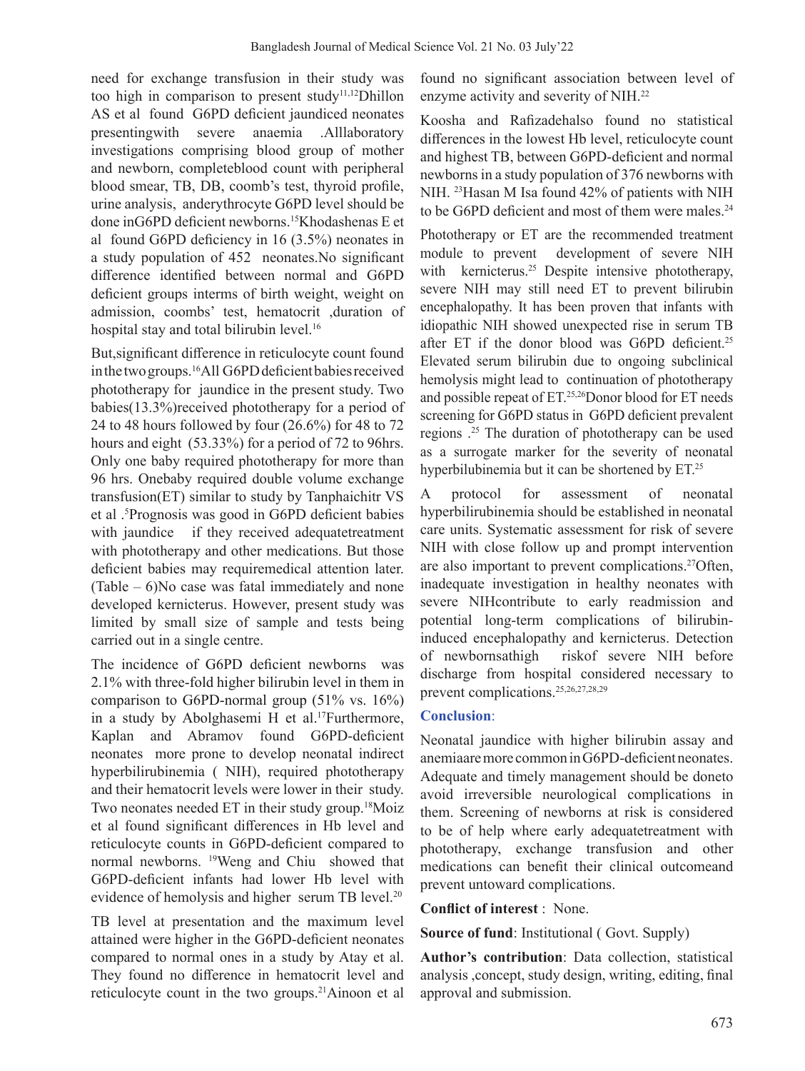need for exchange transfusion in their study was too high in comparison to present study[11,12]Dhillon AS et al found G6PD deficient jaundiced neonates presentingwith severe anaemia .Alllaboratory investigations comprising blood group of mother and newborn, completeblood count with peripheral blood smear, TB, DB, coomb's test, thyroid profile, urine analysis, anderythrocyte G6PD level should be done inG6PD deficient newborns.[15]Khodashenas E et al found G6PD deficiency in 16 (3.5%) neonates in a study population of 452 neonates.No significant difference identified between normal and G6PD deficient groups interms of birth weight, weight on admission, coombs' test, hematocrit ,duration of hospital stay and total bilirubin level.[16]

But,significant difference in reticulocyte count found in the two groups.[16]All G6PD deficient babies received phototherapy for jaundice in the present study. Two babies(13.3%)received phototherapy for a period of 24 to 48 hours followed by four (26.6%) for 48 to 72 hours and eight (53.33%) for a period of 72 to 96hrs. Only one baby required phototherapy for more than 96 hrs. Onebaby required double volume exchange transfusion(ET) similar to study by Tanphaichitr VS et al .[5]Prognosis was good in G6PD deficient babies with jaundice if they received adequatetreatment with phototherapy and other medications. But those deficient babies may requiremedical attention later. (Table – 6)No case was fatal immediately and none developed kernicterus. However, present study was limited by small size of sample and tests being carried out in a single centre.

The incidence of G6PD deficient newborns was 2.1% with three-fold higher bilirubin level in them in comparison to G6PD-normal group (51% vs. 16%) in a study by Abolghasemi H et al.[17]Furthermore, Kaplan and Abramov found G6PD-deficient neonates more prone to develop neonatal indirect hyperbilirubinemia ( NIH), required phototherapy and their hematocrit levels were lower in their study. Two neonates needed ET in their study group.[18]Moiz et al found significant differences in Hb level and reticulocyte counts in G6PD-deficient compared to normal newborns. [19]Weng and Chiu showed that G6PD-deficient infants had lower Hb level with evidence of hemolysis and higher serum TB level.[20]

TB level at presentation and the maximum level attained were higher in the G6PD-deficient neonates compared to normal ones in a study by Atay et al. They found no difference in hematocrit level and reticulocyte count in the two groups.[21]Ainoon et al found no significant association between level of enzyme activity and severity of NIH.[22]

Koosha and Rafizadehalso found no statistical differences in the lowest Hb level, reticulocyte count and highest TB, between G6PD-deficient and normal newborns in a study population of 376 newborns with NIH. [23]Hasan M Isa found 42% of patients with NIH to be G6PD deficient and most of them were males.[24]

Phototherapy or ET are the recommended treatment module to prevent development of severe NIH with kernicterus.[25] Despite intensive phototherapy, severe NIH may still need ET to prevent bilirubin encephalopathy. It has been proven that infants with idiopathic NIH showed unexpected rise in serum TB after ET if the donor blood was G6PD deficient.[25] Elevated serum bilirubin due to ongoing subclinical hemolysis might lead to continuation of phototherapy and possible repeat of ET.[25,26]Donor blood for ET needs screening for G6PD status in G6PD deficient prevalent regions .[25] The duration of phototherapy can be used as a surrogate marker for the severity of neonatal hyperbilubinemia but it can be shortened by ET.[25]

A protocol for assessment of neonatal hyperbilirubinemia should be established in neonatal care units. Systematic assessment for risk of severe NIH with close follow up and prompt intervention are also important to prevent complications.[27]Often, inadequate investigation in healthy neonates with severe NIHcontribute to early readmission and potential long-term complications of bilirubin-induced encephalopathy and kernicterus. Detection of newbornsathigh riskof severe NIH before discharge from hospital considered necessary to prevent complications.[25,26,27,28,29]

## Conclusion:

Neonatal jaundice with higher bilirubin assay and anemiaare more common in G6PD-deficient neonates. Adequate and timely management should be doneto avoid irreversible neurological complications in them. Screening of newborns at risk is considered to be of help where early adequatetreatment with phototherapy, exchange transfusion and other medications can benefit their clinical outcomeand prevent untoward complications.

**Conflict of interest** : None.

**Source of fund**: Institutional ( Govt. Supply)

**Author's contribution**: Data collection, statistical analysis ,concept, study design, writing, editing, final approval and submission.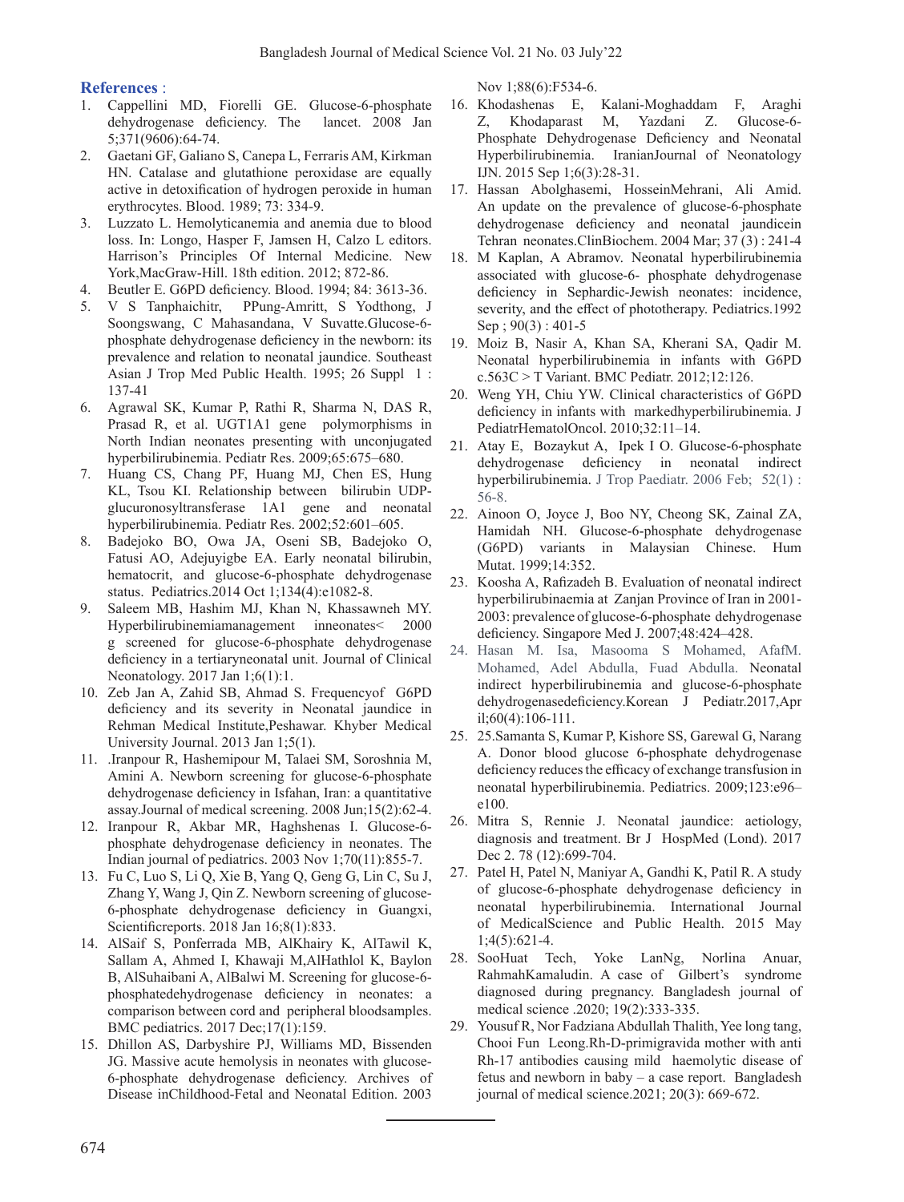## References :

1. Cappellini MD, Fiorelli GE. Glucose-6-phosphate dehydrogenase deficiency. The lancet. 2008 Jan 5;371(9606):64-74.
2. Gaetani GF, Galiano S, Canepa L, Ferraris AM, Kirkman HN. Catalase and glutathione peroxidase are equally active in detoxification of hydrogen peroxide in human erythrocytes. Blood. 1989; 73: 334-9.
3. Luzzato L. Hemolyticanemia and anemia due to blood loss. In: Longo, Hasper F, Jamsen H, Calzo L editors. Harrison's Principles Of Internal Medicine. New York,MacGraw-Hill. 18th edition. 2012; 872-86.
4. Beutler E. G6PD deficiency. Blood. 1994; 84: 3613-36.
5. V S Tanphaichitr, PPung-Amritt, S Yodthong, J Soongswang, C Mahasandana, V Suvatte.Glucose-6-phosphate dehydrogenase deficiency in the newborn: its prevalence and relation to neonatal jaundice. Southeast Asian J Trop Med Public Health. 1995; 26 Suppl 1 : 137-41
6. Agrawal SK, Kumar P, Rathi R, Sharma N, DAS R, Prasad R, et al. UGT1A1 gene polymorphisms in North Indian neonates presenting with unconjugated hyperbilirubinemia. Pediatr Res. 2009;65:675–680.
7. Huang CS, Chang PF, Huang MJ, Chen ES, Hung KL, Tsou KI. Relationship between bilirubin UDP-glucuronosyltransferase 1A1 gene and neonatal hyperbilirubinemia. Pediatr Res. 2002;52:601–605.
8. Badejoko BO, Owa JA, Oseni SB, Badejoko O, Fatusi AO, Adejuyigbe EA. Early neonatal bilirubin, hematocrit, and glucose-6-phosphate dehydrogenase status. Pediatrics.2014 Oct 1;134(4):e1082-8.
9. Saleem MB, Hashim MJ, Khan N, Khassawneh MY. Hyperbilirubinemiamanagement inneonates< 2000 g screened for glucose-6-phosphate dehydrogenase deficiency in a tertiaryneonatal unit. Journal of Clinical Neonatology. 2017 Jan 1;6(1):1.
10. Zeb Jan A, Zahid SB, Ahmad S. Frequencyof G6PD deficiency and its severity in Neonatal jaundice in Rehman Medical Institute,Peshawar. Khyber Medical University Journal. 2013 Jan 1;5(1).
11. .Iranpour R, Hashemipour M, Talaei SM, Soroshnia M, Amini A. Newborn screening for glucose-6-phosphate dehydrogenase deficiency in Isfahan, Iran: a quantitative assay.Journal of medical screening. 2008 Jun;15(2):62-4.
12. Iranpour R, Akbar MR, Haghshenas I. Glucose-6-phosphate dehydrogenase deficiency in neonates. The Indian journal of pediatrics. 2003 Nov 1;70(11):855-7.
13. Fu C, Luo S, Li Q, Xie B, Yang Q, Geng G, Lin C, Su J, Zhang Y, Wang J, Qin Z. Newborn screening of glucose-6-phosphate dehydrogenase deficiency in Guangxi, Scientificreports. 2018 Jan 16;8(1):833.
14. AlSaif S, Ponferrada MB, AlKhairy K, AlTawil K, Sallam A, Ahmed I, Khawaji M,AlHathlol K, Baylon B, AlSuhaibani A, AlBalwi M. Screening for glucose-6-phosphatedehydrogenase deficiency in neonates: a comparison between cord and peripheral bloodsamples. BMC pediatrics. 2017 Dec;17(1):159.
15. Dhillon AS, Darbyshire PJ, Williams MD, Bissenden JG. Massive acute hemolysis in neonates with glucose-6-phosphate dehydrogenase deficiency. Archives of Disease inChildhood-Fetal and Neonatal Edition. 2003 Nov 1;88(6):F534-6.
16. Khodashenas E, Kalani-Moghaddam F, Araghi Z, Khodaparast M, Yazdani Z. Glucose-6-Phosphate Dehydrogenase Deficiency and Neonatal Hyperbilirubinemia. IranianJournal of Neonatology IJN. 2015 Sep 1;6(3):28-31.
17. Hassan Abolghasemi, HosseinMehrani, Ali Amid. An update on the prevalence of glucose-6-phosphate dehydrogenase deficiency and neonatal jaundicein Tehran neonates.ClinBiochem. 2004 Mar; 37 (3) : 241-4
18. M Kaplan, A Abramov. Neonatal hyperbilirubinemia associated with glucose-6- phosphate dehydrogenase deficiency in Sephardic-Jewish neonates: incidence, severity, and the effect of phototherapy. Pediatrics.1992 Sep ; 90(3) : 401-5
19. Moiz B, Nasir A, Khan SA, Kherani SA, Qadir M. Neonatal hyperbilirubinemia in infants with G6PD c.563C > T Variant. BMC Pediatr. 2012;12:126.
20. Weng YH, Chiu YW. Clinical characteristics of G6PD deficiency in infants with markedhyperbilirubinemia. J PediatrHematolOncol. 2010;32:11–14.
21. Atay E, Bozaykut A, Ipek I O. Glucose-6-phosphate dehydrogenase deficiency in neonatal indirect hyperbilirubinemia. J Trop Paediatr. 2006 Feb; 52(1) : 56-8.
22. Ainoon O, Joyce J, Boo NY, Cheong SK, Zainal ZA, Hamidah NH. Glucose-6-phosphate dehydrogenase (G6PD) variants in Malaysian Chinese. Hum Mutat. 1999;14:352.
23. Koosha A, Rafizadeh B. Evaluation of neonatal indirect hyperbilirubinaemia at Zanjan Province of Iran in 2001-2003: prevalence of glucose-6-phosphate dehydrogenase deficiency. Singapore Med J. 2007;48:424–428.
24. Hasan M. Isa, Masooma S Mohamed, AfafM. Mohamed, Adel Abdulla, Fuad Abdulla. Neonatal indirect hyperbilirubinemia and glucose-6-phosphate dehydrogenasedeficiency.Korean J Pediatr.2017,Apr il;60(4):106-111.
25. 25.Samanta S, Kumar P, Kishore SS, Garewal G, Narang A. Donor blood glucose 6-phosphate dehydrogenase deficiency reduces the efficacy of exchange transfusion in neonatal hyperbilirubinemia. Pediatrics. 2009;123:e96–e100.
26. Mitra S, Rennie J. Neonatal jaundice: aetiology, diagnosis and treatment. Br J HospMed (Lond). 2017 Dec 2. 78 (12):699-704.
27. Patel H, Patel N, Maniyar A, Gandhi K, Patil R. A study of glucose-6-phosphate dehydrogenase deficiency in neonatal hyperbilirubinemia. International Journal of MedicalScience and Public Health. 2015 May 1;4(5):621-4.
28. SooHuat Tech, Yoke LanNg, Norlina Anuar, RahmahKamaludin. A case of Gilbert's syndrome diagnosed during pregnancy. Bangladesh journal of medical science .2020; 19(2):333-335.
29. Yousuf R, Nor Fadziana Abdullah Thalith, Yee long tang, Chooi Fun Leong.Rh-D-primigravida mother with anti Rh-17 antibodies causing mild haemolytic disease of fetus and newborn in baby – a case report. Bangladesh journal of medical science.2021; 20(3): 669-672.